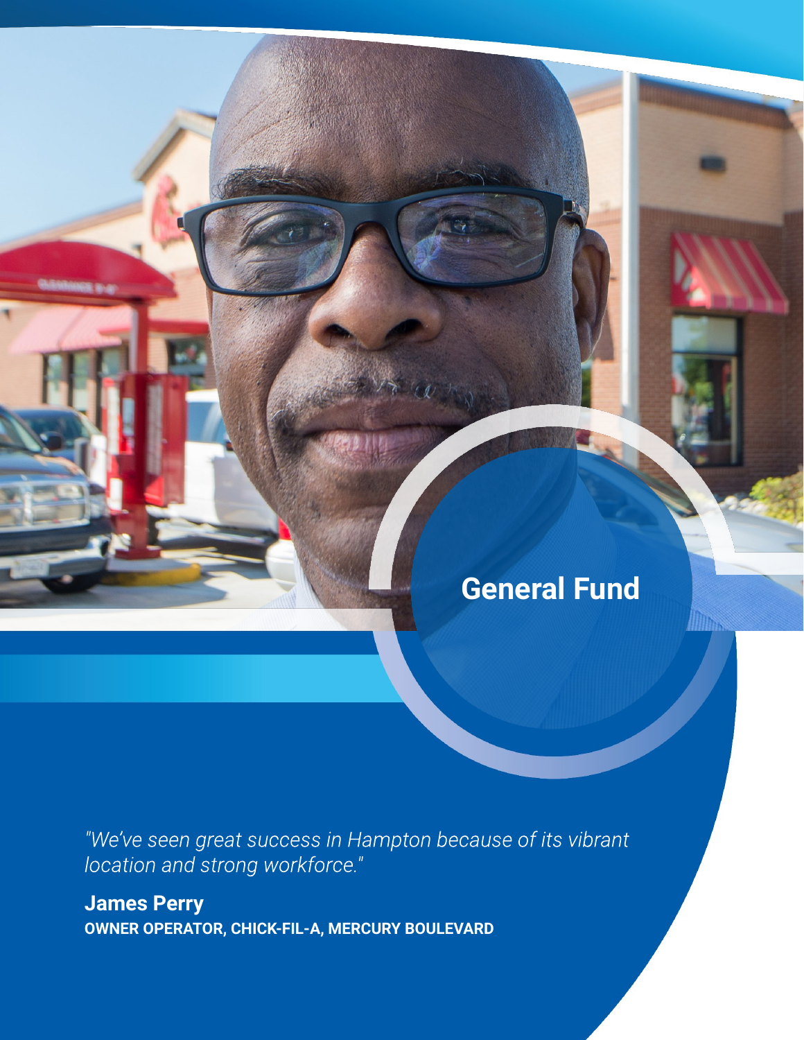# General Fund

*"We've seen great success in Hampton because of its vibrant location and strong workforce."*

**James Perry**
**OWNER OPERATOR, CHICK-FIL-A, MERCURY BOULEVARD**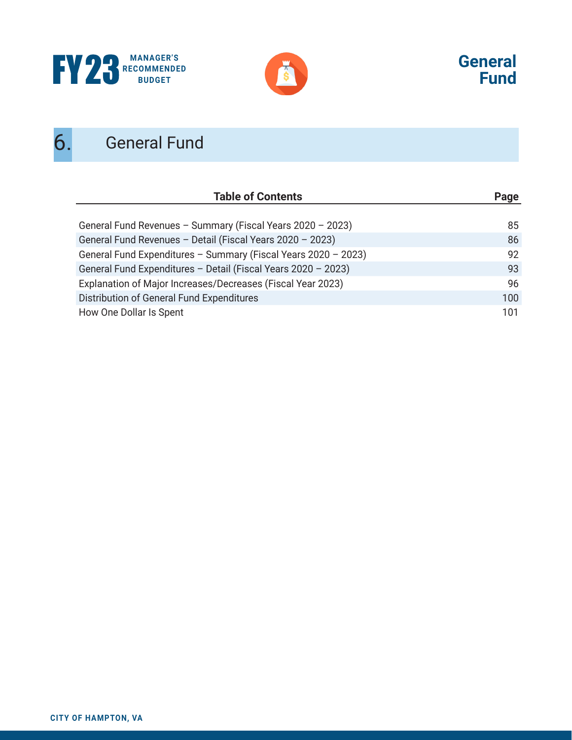# 6. General Fund

| Table of Contents | Page |
|---|---|
| General Fund Revenues – Summary (Fiscal Years 2020 – 2023) | 85 |
| General Fund Revenues – Detail (Fiscal Years 2020 – 2023) | 86 |
| General Fund Expenditures – Summary (Fiscal Years 2020 – 2023) | 92 |
| General Fund Expenditures – Detail (Fiscal Years 2020 – 2023) | 93 |
| Explanation of Major Increases/Decreases (Fiscal Year 2023) | 96 |
| Distribution of General Fund Expenditures | 100 |
| How One Dollar Is Spent | 101 |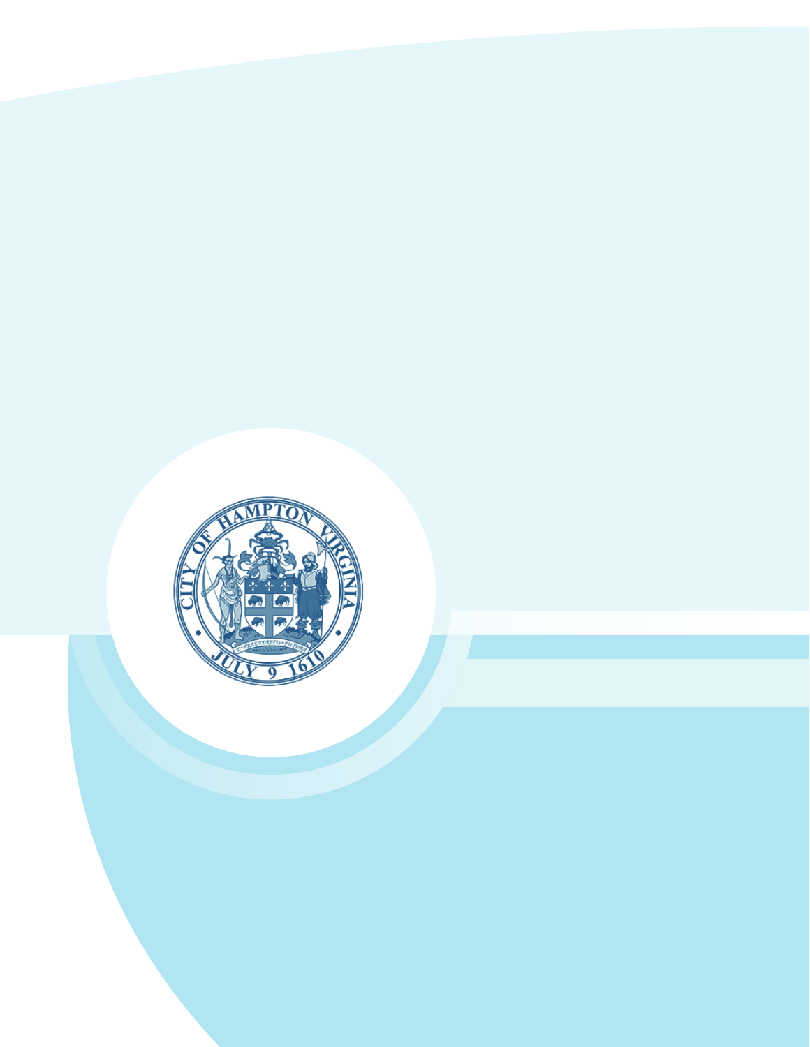CITY OF HAMPTON VIRGINIA

E PRAETERITIS FUTURA

JULY 9 1610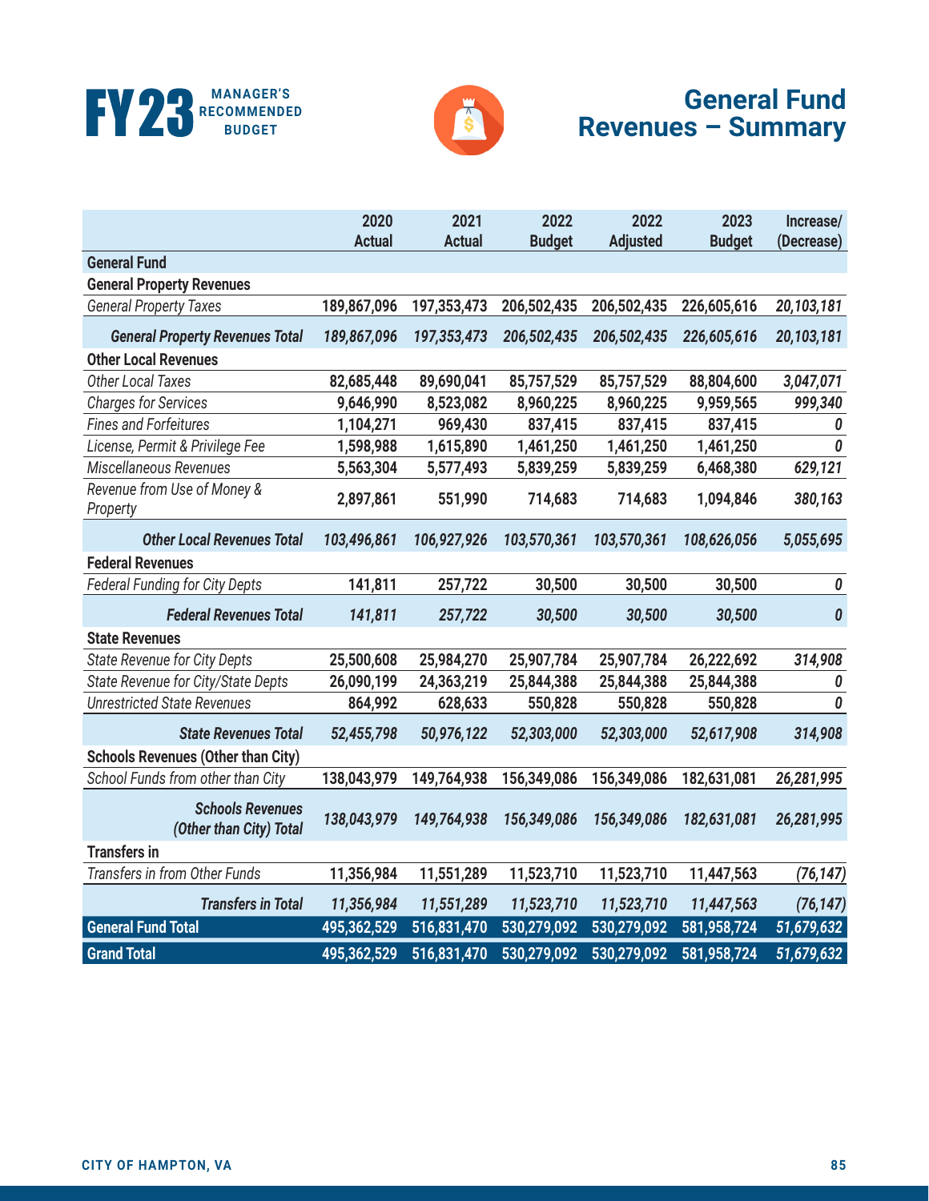# General Fund Revenues – Summary

| | 2020 Actual | 2021 Actual | 2022 Budget | 2022 Adjusted | 2023 Budget | Increase/ (Decrease) |
|---|---|---|---|---|---|---|
| **General Fund** | | | | | | |
| **General Property Revenues** | | | | | | |
| *General Property Taxes* | 189,867,096 | 197,353,473 | 206,502,435 | 206,502,435 | 226,605,616 | *20,103,181* |
| ***General Property Revenues Total*** | *189,867,096* | *197,353,473* | *206,502,435* | *206,502,435* | *226,605,616* | *20,103,181* |
| **Other Local Revenues** | | | | | | |
| *Other Local Taxes* | 82,685,448 | 89,690,041 | 85,757,529 | 85,757,529 | 88,804,600 | *3,047,071* |
| *Charges for Services* | 9,646,990 | 8,523,082 | 8,960,225 | 8,960,225 | 9,959,565 | *999,340* |
| *Fines and Forfeitures* | 1,104,271 | 969,430 | 837,415 | 837,415 | 837,415 | *0* |
| *License, Permit & Privilege Fee* | 1,598,988 | 1,615,890 | 1,461,250 | 1,461,250 | 1,461,250 | *0* |
| *Miscellaneous Revenues* | 5,563,304 | 5,577,493 | 5,839,259 | 5,839,259 | 6,468,380 | *629,121* |
| *Revenue from Use of Money & Property* | 2,897,861 | 551,990 | 714,683 | 714,683 | 1,094,846 | *380,163* |
| ***Other Local Revenues Total*** | *103,496,861* | *106,927,926* | *103,570,361* | *103,570,361* | *108,626,056* | *5,055,695* |
| **Federal Revenues** | | | | | | |
| *Federal Funding for City Depts* | 141,811 | 257,722 | 30,500 | 30,500 | 30,500 | *0* |
| ***Federal Revenues Total*** | *141,811* | *257,722* | *30,500* | *30,500* | *30,500* | *0* |
| **State Revenues** | | | | | | |
| *State Revenue for City Depts* | 25,500,608 | 25,984,270 | 25,907,784 | 25,907,784 | 26,222,692 | *314,908* |
| *State Revenue for City/State Depts* | 26,090,199 | 24,363,219 | 25,844,388 | 25,844,388 | 25,844,388 | *0* |
| *Unrestricted State Revenues* | 864,992 | 628,633 | 550,828 | 550,828 | 550,828 | *0* |
| ***State Revenues Total*** | *52,455,798* | *50,976,122* | *52,303,000* | *52,303,000* | *52,617,908* | *314,908* |
| **Schools Revenues (Other than City)** | | | | | | |
| *School Funds from other than City* | 138,043,979 | 149,764,938 | 156,349,086 | 156,349,086 | 182,631,081 | *26,281,995* |
| ***Schools Revenues (Other than City) Total*** | *138,043,979* | *149,764,938* | *156,349,086* | *156,349,086* | *182,631,081* | *26,281,995* |
| **Transfers in** | | | | | | |
| *Transfers in from Other Funds* | 11,356,984 | 11,551,289 | 11,523,710 | 11,523,710 | 11,447,563 | *(76,147)* |
| ***Transfers in Total*** | *11,356,984* | *11,551,289* | *11,523,710* | *11,523,710* | *11,447,563* | *(76,147)* |
| **General Fund Total** | 495,362,529 | 516,831,470 | 530,279,092 | 530,279,092 | 581,958,724 | *51,679,632* |
| **Grand Total** | 495,362,529 | 516,831,470 | 530,279,092 | 530,279,092 | 581,958,724 | *51,679,632* |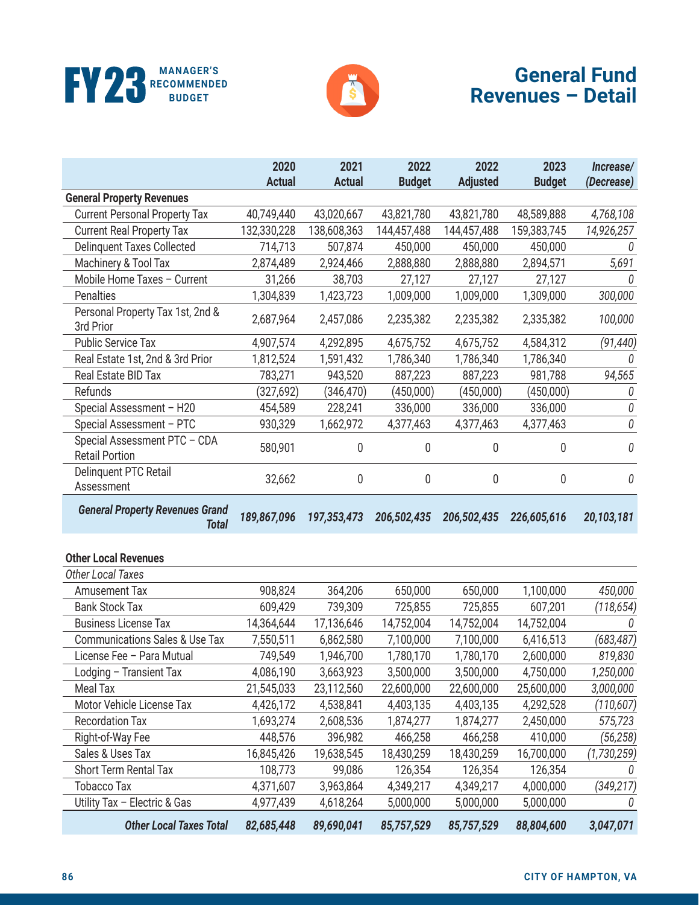# General Fund Revenues – Detail

| | 2020 Actual | 2021 Actual | 2022 Budget | 2022 Adjusted | 2023 Budget | *Increase/ (Decrease)* |
|---|---|---|---|---|---|---|
| **General Property Revenues** | | | | | | |
| Current Personal Property Tax | 40,749,440 | 43,020,667 | 43,821,780 | 43,821,780 | 48,589,888 | *4,768,108* |
| Current Real Property Tax | 132,330,228 | 138,608,363 | 144,457,488 | 144,457,488 | 159,383,745 | *14,926,257* |
| Delinquent Taxes Collected | 714,713 | 507,874 | 450,000 | 450,000 | 450,000 | *0* |
| Machinery & Tool Tax | 2,874,489 | 2,924,466 | 2,888,880 | 2,888,880 | 2,894,571 | *5,691* |
| Mobile Home Taxes – Current | 31,266 | 38,703 | 27,127 | 27,127 | 27,127 | *0* |
| Penalties | 1,304,839 | 1,423,723 | 1,009,000 | 1,009,000 | 1,309,000 | *300,000* |
| Personal Property Tax 1st, 2nd & 3rd Prior | 2,687,964 | 2,457,086 | 2,235,382 | 2,235,382 | 2,335,382 | *100,000* |
| Public Service Tax | 4,907,574 | 4,292,895 | 4,675,752 | 4,675,752 | 4,584,312 | *(91,440)* |
| Real Estate 1st, 2nd & 3rd Prior | 1,812,524 | 1,591,432 | 1,786,340 | 1,786,340 | 1,786,340 | *0* |
| Real Estate BID Tax | 783,271 | 943,520 | 887,223 | 887,223 | 981,788 | *94,565* |
| Refunds | (327,692) | (346,470) | (450,000) | (450,000) | (450,000) | *0* |
| Special Assessment – H20 | 454,589 | 228,241 | 336,000 | 336,000 | 336,000 | *0* |
| Special Assessment – PTC | 930,329 | 1,662,972 | 4,377,463 | 4,377,463 | 4,377,463 | *0* |
| Special Assessment PTC – CDA Retail Portion | 580,901 | 0 | 0 | 0 | 0 | *0* |
| Delinquent PTC Retail Assessment | 32,662 | 0 | 0 | 0 | 0 | *0* |
| ***General Property Revenues Grand Total*** | ***189,867,096*** | ***197,353,473*** | ***206,502,435*** | ***206,502,435*** | ***226,605,616*** | ***20,103,181*** |
| **Other Local Revenues** | | | | | | |
| *Other Local Taxes* | | | | | | |
| Amusement Tax | 908,824 | 364,206 | 650,000 | 650,000 | 1,100,000 | *450,000* |
| Bank Stock Tax | 609,429 | 739,309 | 725,855 | 725,855 | 607,201 | *(118,654)* |
| Business License Tax | 14,364,644 | 17,136,646 | 14,752,004 | 14,752,004 | 14,752,004 | *0* |
| Communications Sales & Use Tax | 7,550,511 | 6,862,580 | 7,100,000 | 7,100,000 | 6,416,513 | *(683,487)* |
| License Fee – Para Mutual | 749,549 | 1,946,700 | 1,780,170 | 1,780,170 | 2,600,000 | *819,830* |
| Lodging – Transient Tax | 4,086,190 | 3,663,923 | 3,500,000 | 3,500,000 | 4,750,000 | *1,250,000* |
| Meal Tax | 21,545,033 | 23,112,560 | 22,600,000 | 22,600,000 | 25,600,000 | *3,000,000* |
| Motor Vehicle License Tax | 4,426,172 | 4,538,841 | 4,403,135 | 4,403,135 | 4,292,528 | *(110,607)* |
| Recordation Tax | 1,693,274 | 2,608,536 | 1,874,277 | 1,874,277 | 2,450,000 | *575,723* |
| Right-of-Way Fee | 448,576 | 396,982 | 466,258 | 466,258 | 410,000 | *(56,258)* |
| Sales & Uses Tax | 16,845,426 | 19,638,545 | 18,430,259 | 18,430,259 | 16,700,000 | *(1,730,259)* |
| Short Term Rental Tax | 108,773 | 99,086 | 126,354 | 126,354 | 126,354 | *0* |
| Tobacco Tax | 4,371,607 | 3,963,864 | 4,349,217 | 4,349,217 | 4,000,000 | *(349,217)* |
| Utility Tax – Electric & Gas | 4,977,439 | 4,618,264 | 5,000,000 | 5,000,000 | 5,000,000 | *0* |
| ***Other Local Taxes Total*** | ***82,685,448*** | ***89,690,041*** | ***85,757,529*** | ***85,757,529*** | ***88,804,600*** | ***3,047,071*** |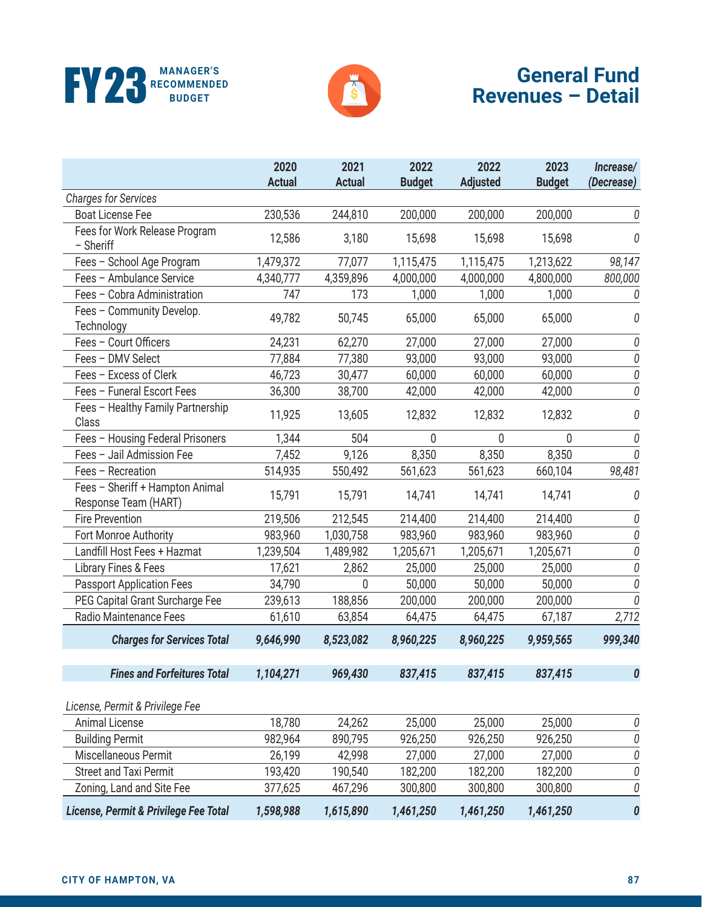# FY23 MANAGER'S RECOMMENDED BUDGET

# General Fund Revenues – Detail

| | 2020 Actual | 2021 Actual | 2022 Budget | 2022 Adjusted | 2023 Budget | *Increase/ (Decrease)* |
|---|---|---|---|---|---|---|
| *Charges for Services* | | | | | | |
| Boat License Fee | 230,536 | 244,810 | 200,000 | 200,000 | 200,000 | *0* |
| Fees for Work Release Program – Sheriff | 12,586 | 3,180 | 15,698 | 15,698 | 15,698 | *0* |
| Fees – School Age Program | 1,479,372 | 77,077 | 1,115,475 | 1,115,475 | 1,213,622 | *98,147* |
| Fees – Ambulance Service | 4,340,777 | 4,359,896 | 4,000,000 | 4,000,000 | 4,800,000 | *800,000* |
| Fees – Cobra Administration | 747 | 173 | 1,000 | 1,000 | 1,000 | *0* |
| Fees – Community Develop. Technology | 49,782 | 50,745 | 65,000 | 65,000 | 65,000 | *0* |
| Fees – Court Officers | 24,231 | 62,270 | 27,000 | 27,000 | 27,000 | *0* |
| Fees – DMV Select | 77,884 | 77,380 | 93,000 | 93,000 | 93,000 | *0* |
| Fees – Excess of Clerk | 46,723 | 30,477 | 60,000 | 60,000 | 60,000 | *0* |
| Fees – Funeral Escort Fees | 36,300 | 38,700 | 42,000 | 42,000 | 42,000 | *0* |
| Fees – Healthy Family Partnership Class | 11,925 | 13,605 | 12,832 | 12,832 | 12,832 | *0* |
| Fees – Housing Federal Prisoners | 1,344 | 504 | 0 | 0 | 0 | *0* |
| Fees – Jail Admission Fee | 7,452 | 9,126 | 8,350 | 8,350 | 8,350 | *0* |
| Fees – Recreation | 514,935 | 550,492 | 561,623 | 561,623 | 660,104 | *98,481* |
| Fees – Sheriff + Hampton Animal Response Team (HART) | 15,791 | 15,791 | 14,741 | 14,741 | 14,741 | *0* |
| Fire Prevention | 219,506 | 212,545 | 214,400 | 214,400 | 214,400 | *0* |
| Fort Monroe Authority | 983,960 | 1,030,758 | 983,960 | 983,960 | 983,960 | *0* |
| Landfill Host Fees + Hazmat | 1,239,504 | 1,489,982 | 1,205,671 | 1,205,671 | 1,205,671 | *0* |
| Library Fines & Fees | 17,621 | 2,862 | 25,000 | 25,000 | 25,000 | *0* |
| Passport Application Fees | 34,790 | 0 | 50,000 | 50,000 | 50,000 | *0* |
| PEG Capital Grant Surcharge Fee | 239,613 | 188,856 | 200,000 | 200,000 | 200,000 | *0* |
| Radio Maintenance Fees | 61,610 | 63,854 | 64,475 | 64,475 | 67,187 | *2,712* |
| ***Charges for Services Total*** | ***9,646,990*** | ***8,523,082*** | ***8,960,225*** | ***8,960,225*** | ***9,959,565*** | ***999,340*** |
| | | | | | | |
| ***Fines and Forfeitures Total*** | ***1,104,271*** | ***969,430*** | ***837,415*** | ***837,415*** | ***837,415*** | ***0*** |
| | | | | | | |
| *License, Permit & Privilege Fee* | | | | | | |
| Animal License | 18,780 | 24,262 | 25,000 | 25,000 | 25,000 | *0* |
| Building Permit | 982,964 | 890,795 | 926,250 | 926,250 | 926,250 | *0* |
| Miscellaneous Permit | 26,199 | 42,998 | 27,000 | 27,000 | 27,000 | *0* |
| Street and Taxi Permit | 193,420 | 190,540 | 182,200 | 182,200 | 182,200 | *0* |
| Zoning, Land and Site Fee | 377,625 | 467,296 | 300,800 | 300,800 | 300,800 | *0* |
| ***License, Permit & Privilege Fee Total*** | ***1,598,988*** | ***1,615,890*** | ***1,461,250*** | ***1,461,250*** | ***1,461,250*** | ***0*** |

CITY OF HAMPTON, VA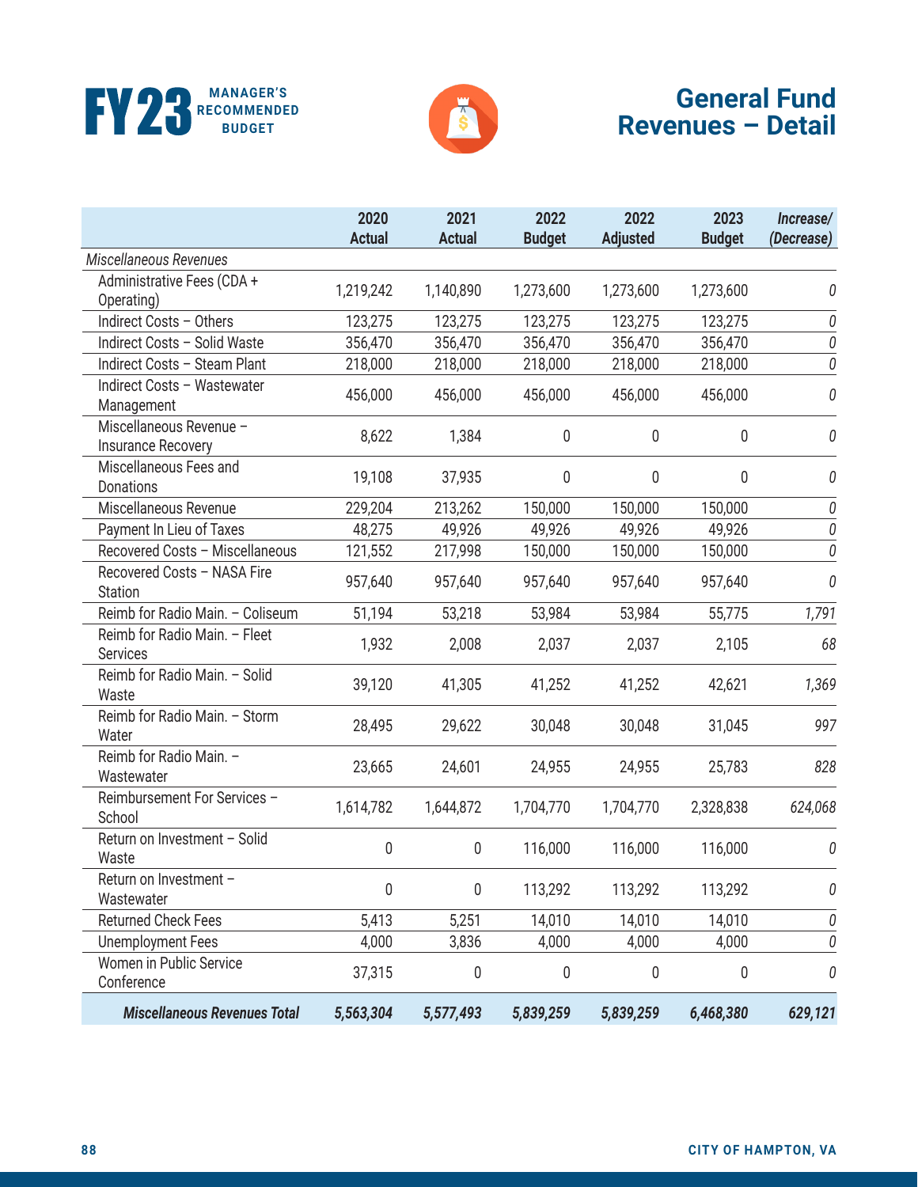# General Fund Revenues – Detail

| | 2020 Actual | 2021 Actual | 2022 Budget | 2022 Adjusted | 2023 Budget | *Increase/ (Decrease)* |
|---|---|---|---|---|---|---|
| *Miscellaneous Revenues* | | | | | | |
| Administrative Fees (CDA + Operating) | 1,219,242 | 1,140,890 | 1,273,600 | 1,273,600 | 1,273,600 | *0* |
| Indirect Costs – Others | 123,275 | 123,275 | 123,275 | 123,275 | 123,275 | *0* |
| Indirect Costs – Solid Waste | 356,470 | 356,470 | 356,470 | 356,470 | 356,470 | *0* |
| Indirect Costs – Steam Plant | 218,000 | 218,000 | 218,000 | 218,000 | 218,000 | *0* |
| Indirect Costs – Wastewater Management | 456,000 | 456,000 | 456,000 | 456,000 | 456,000 | *0* |
| Miscellaneous Revenue – Insurance Recovery | 8,622 | 1,384 | 0 | 0 | 0 | *0* |
| Miscellaneous Fees and Donations | 19,108 | 37,935 | 0 | 0 | 0 | *0* |
| Miscellaneous Revenue | 229,204 | 213,262 | 150,000 | 150,000 | 150,000 | *0* |
| Payment In Lieu of Taxes | 48,275 | 49,926 | 49,926 | 49,926 | 49,926 | *0* |
| Recovered Costs – Miscellaneous | 121,552 | 217,998 | 150,000 | 150,000 | 150,000 | *0* |
| Recovered Costs – NASA Fire Station | 957,640 | 957,640 | 957,640 | 957,640 | 957,640 | *0* |
| Reimb for Radio Main. – Coliseum | 51,194 | 53,218 | 53,984 | 53,984 | 55,775 | *1,791* |
| Reimb for Radio Main. – Fleet Services | 1,932 | 2,008 | 2,037 | 2,037 | 2,105 | *68* |
| Reimb for Radio Main. – Solid Waste | 39,120 | 41,305 | 41,252 | 41,252 | 42,621 | *1,369* |
| Reimb for Radio Main. – Storm Water | 28,495 | 29,622 | 30,048 | 30,048 | 31,045 | *997* |
| Reimb for Radio Main. – Wastewater | 23,665 | 24,601 | 24,955 | 24,955 | 25,783 | *828* |
| Reimbursement For Services – School | 1,614,782 | 1,644,872 | 1,704,770 | 1,704,770 | 2,328,838 | *624,068* |
| Return on Investment – Solid Waste | 0 | 0 | 116,000 | 116,000 | 116,000 | *0* |
| Return on Investment – Wastewater | 0 | 0 | 113,292 | 113,292 | 113,292 | *0* |
| Returned Check Fees | 5,413 | 5,251 | 14,010 | 14,010 | 14,010 | *0* |
| Unemployment Fees | 4,000 | 3,836 | 4,000 | 4,000 | 4,000 | *0* |
| Women in Public Service Conference | 37,315 | 0 | 0 | 0 | 0 | *0* |
| ***Miscellaneous Revenues Total*** | ***5,563,304*** | ***5,577,493*** | ***5,839,259*** | ***5,839,259*** | ***6,468,380*** | ***629,121*** |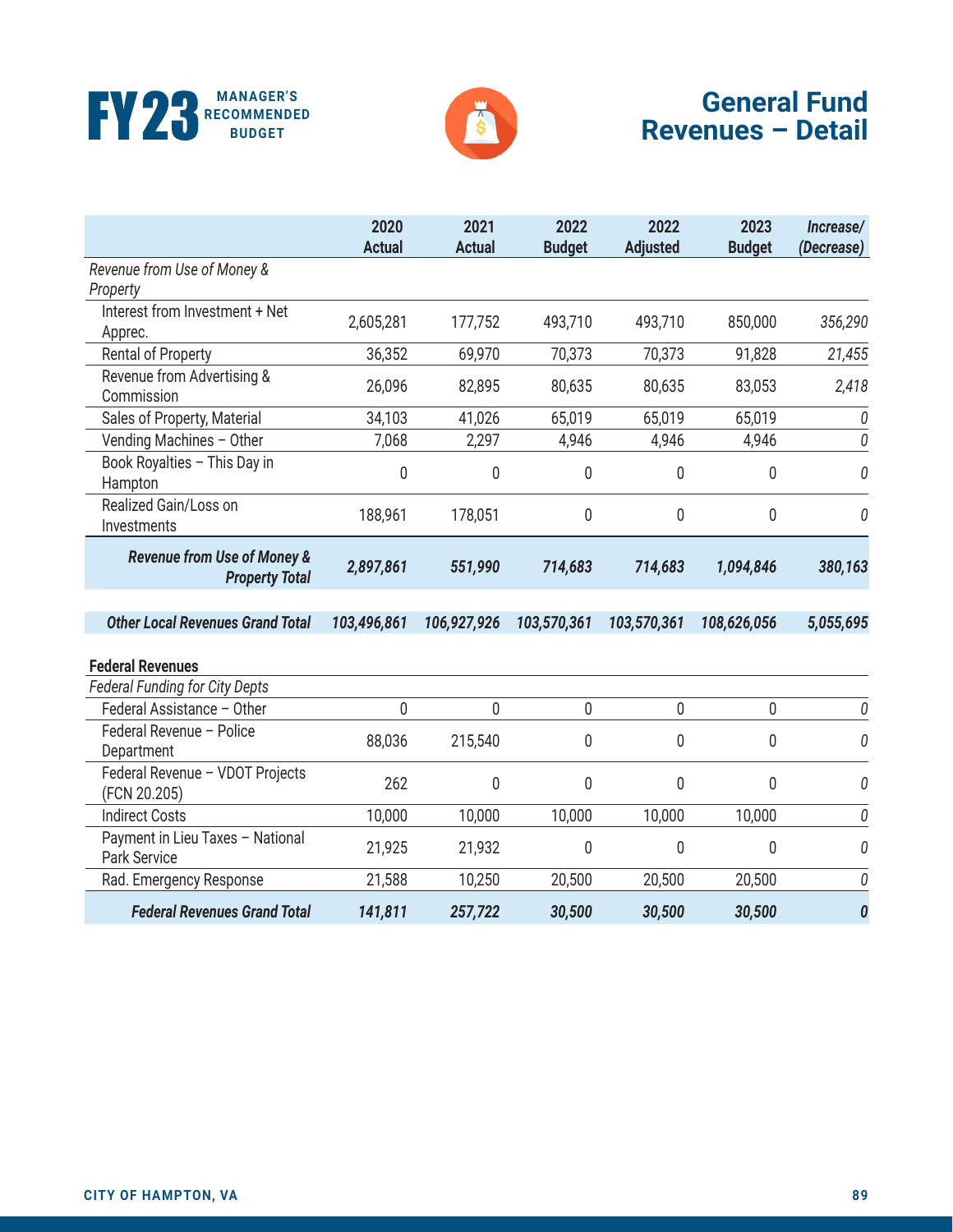# FY23 MANAGER'S RECOMMENDED BUDGET

# General Fund Revenues – Detail

| | 2020 Actual | 2021 Actual | 2022 Budget | 2022 Adjusted | 2023 Budget | *Increase/ (Decrease)* |
|---|---|---|---|---|---|---|
| *Revenue from Use of Money & Property* | | | | | | |
| Interest from Investment + Net Apprec. | 2,605,281 | 177,752 | 493,710 | 493,710 | 850,000 | *356,290* |
| Rental of Property | 36,352 | 69,970 | 70,373 | 70,373 | 91,828 | *21,455* |
| Revenue from Advertising & Commission | 26,096 | 82,895 | 80,635 | 80,635 | 83,053 | *2,418* |
| Sales of Property, Material | 34,103 | 41,026 | 65,019 | 65,019 | 65,019 | *0* |
| Vending Machines – Other | 7,068 | 2,297 | 4,946 | 4,946 | 4,946 | *0* |
| Book Royalties – This Day in Hampton | 0 | 0 | 0 | 0 | 0 | *0* |
| Realized Gain/Loss on Investments | 188,961 | 178,051 | 0 | 0 | 0 | *0* |
| ***Revenue from Use of Money & Property Total*** | ***2,897,861*** | ***551,990*** | ***714,683*** | ***714,683*** | ***1,094,846*** | ***380,163*** |
| ***Other Local Revenues Grand Total*** | ***103,496,861*** | ***106,927,926*** | ***103,570,361*** | ***103,570,361*** | ***108,626,056*** | ***5,055,695*** |
| **Federal Revenues** | | | | | | |
| *Federal Funding for City Depts* | | | | | | |
| Federal Assistance – Other | 0 | 0 | 0 | 0 | 0 | *0* |
| Federal Revenue – Police Department | 88,036 | 215,540 | 0 | 0 | 0 | *0* |
| Federal Revenue – VDOT Projects (FCN 20.205) | 262 | 0 | 0 | 0 | 0 | *0* |
| Indirect Costs | 10,000 | 10,000 | 10,000 | 10,000 | 10,000 | *0* |
| Payment in Lieu Taxes – National Park Service | 21,925 | 21,932 | 0 | 0 | 0 | *0* |
| Rad. Emergency Response | 21,588 | 10,250 | 20,500 | 20,500 | 20,500 | *0* |
| ***Federal Revenues Grand Total*** | ***141,811*** | ***257,722*** | ***30,500*** | ***30,500*** | ***30,500*** | ***0*** |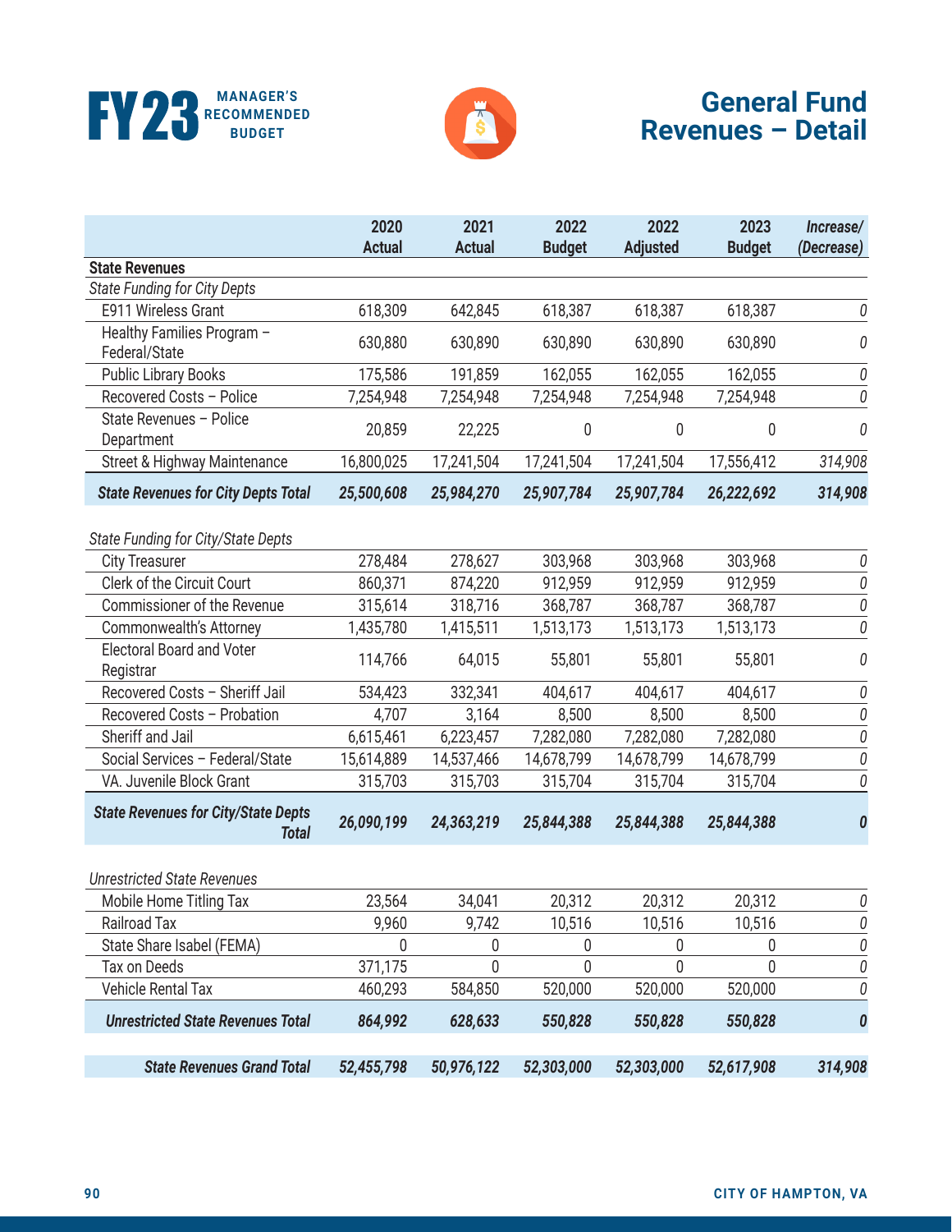# General Fund Revenues – Detail

| | 2020 Actual | 2021 Actual | 2022 Budget | 2022 Adjusted | 2023 Budget | *Increase/ (Decrease)* |
|---|---|---|---|---|---|---|
| **State Revenues** | | | | | | |
| *State Funding for City Depts* | | | | | | |
| E911 Wireless Grant | 618,309 | 642,845 | 618,387 | 618,387 | 618,387 | *0* |
| Healthy Families Program – Federal/State | 630,880 | 630,890 | 630,890 | 630,890 | 630,890 | *0* |
| Public Library Books | 175,586 | 191,859 | 162,055 | 162,055 | 162,055 | *0* |
| Recovered Costs – Police | 7,254,948 | 7,254,948 | 7,254,948 | 7,254,948 | 7,254,948 | *0* |
| State Revenues – Police Department | 20,859 | 22,225 | 0 | 0 | 0 | *0* |
| Street & Highway Maintenance | 16,800,025 | 17,241,504 | 17,241,504 | 17,241,504 | 17,556,412 | *314,908* |
| ***State Revenues for City Depts Total*** | ***25,500,608*** | ***25,984,270*** | ***25,907,784*** | ***25,907,784*** | ***26,222,692*** | ***314,908*** |
| *State Funding for City/State Depts* | | | | | | |
| City Treasurer | 278,484 | 278,627 | 303,968 | 303,968 | 303,968 | *0* |
| Clerk of the Circuit Court | 860,371 | 874,220 | 912,959 | 912,959 | 912,959 | *0* |
| Commissioner of the Revenue | 315,614 | 318,716 | 368,787 | 368,787 | 368,787 | *0* |
| Commonwealth's Attorney | 1,435,780 | 1,415,511 | 1,513,173 | 1,513,173 | 1,513,173 | *0* |
| Electoral Board and Voter Registrar | 114,766 | 64,015 | 55,801 | 55,801 | 55,801 | *0* |
| Recovered Costs – Sheriff Jail | 534,423 | 332,341 | 404,617 | 404,617 | 404,617 | *0* |
| Recovered Costs – Probation | 4,707 | 3,164 | 8,500 | 8,500 | 8,500 | *0* |
| Sheriff and Jail | 6,615,461 | 6,223,457 | 7,282,080 | 7,282,080 | 7,282,080 | *0* |
| Social Services – Federal/State | 15,614,889 | 14,537,466 | 14,678,799 | 14,678,799 | 14,678,799 | *0* |
| VA. Juvenile Block Grant | 315,703 | 315,703 | 315,704 | 315,704 | 315,704 | *0* |
| ***State Revenues for City/State Depts Total*** | ***26,090,199*** | ***24,363,219*** | ***25,844,388*** | ***25,844,388*** | ***25,844,388*** | ***0*** |
| *Unrestricted State Revenues* | | | | | | |
| Mobile Home Titling Tax | 23,564 | 34,041 | 20,312 | 20,312 | 20,312 | *0* |
| Railroad Tax | 9,960 | 9,742 | 10,516 | 10,516 | 10,516 | *0* |
| State Share Isabel (FEMA) | 0 | 0 | 0 | 0 | 0 | *0* |
| Tax on Deeds | 371,175 | 0 | 0 | 0 | 0 | *0* |
| Vehicle Rental Tax | 460,293 | 584,850 | 520,000 | 520,000 | 520,000 | *0* |
| ***Unrestricted State Revenues Total*** | ***864,992*** | ***628,633*** | ***550,828*** | ***550,828*** | ***550,828*** | ***0*** |
| ***State Revenues Grand Total*** | ***52,455,798*** | ***50,976,122*** | ***52,303,000*** | ***52,303,000*** | ***52,617,908*** | ***314,908*** |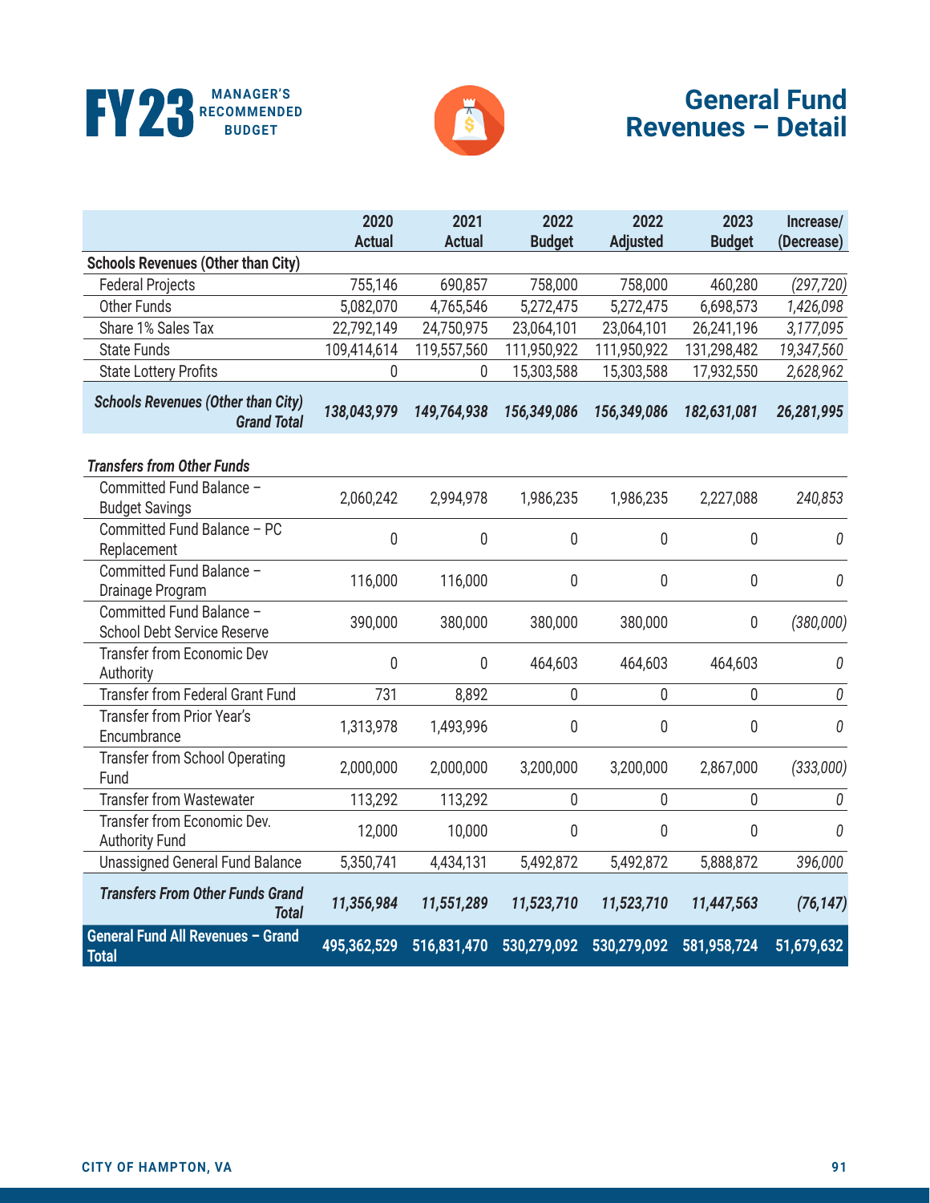# General Fund Revenues – Detail

| | 2020 Actual | 2021 Actual | 2022 Budget | 2022 Adjusted | 2023 Budget | Increase/ (Decrease) |
|---|---|---|---|---|---|---|
| **Schools Revenues (Other than City)** | | | | | | |
| Federal Projects | 755,146 | 690,857 | 758,000 | 758,000 | 460,280 | *(297,720)* |
| Other Funds | 5,082,070 | 4,765,546 | 5,272,475 | 5,272,475 | 6,698,573 | *1,426,098* |
| Share 1% Sales Tax | 22,792,149 | 24,750,975 | 23,064,101 | 23,064,101 | 26,241,196 | *3,177,095* |
| State Funds | 109,414,614 | 119,557,560 | 111,950,922 | 111,950,922 | 131,298,482 | *19,347,560* |
| State Lottery Profits | 0 | 0 | 15,303,588 | 15,303,588 | 17,932,550 | *2,628,962* |
| ***Schools Revenues (Other than City) Grand Total*** | ***138,043,979*** | ***149,764,938*** | ***156,349,086*** | ***156,349,086*** | ***182,631,081*** | ***26,281,995*** |
| ***Transfers from Other Funds*** | | | | | | |
| Committed Fund Balance – Budget Savings | 2,060,242 | 2,994,978 | 1,986,235 | 1,986,235 | 2,227,088 | *240,853* |
| Committed Fund Balance – PC Replacement | 0 | 0 | 0 | 0 | 0 | *0* |
| Committed Fund Balance – Drainage Program | 116,000 | 116,000 | 0 | 0 | 0 | *0* |
| Committed Fund Balance – School Debt Service Reserve | 390,000 | 380,000 | 380,000 | 380,000 | 0 | *(380,000)* |
| Transfer from Economic Dev Authority | 0 | 0 | 464,603 | 464,603 | 464,603 | *0* |
| Transfer from Federal Grant Fund | 731 | 8,892 | 0 | 0 | 0 | *0* |
| Transfer from Prior Year's Encumbrance | 1,313,978 | 1,493,996 | 0 | 0 | 0 | *0* |
| Transfer from School Operating Fund | 2,000,000 | 2,000,000 | 3,200,000 | 3,200,000 | 2,867,000 | *(333,000)* |
| Transfer from Wastewater | 113,292 | 113,292 | 0 | 0 | 0 | *0* |
| Transfer from Economic Dev. Authority Fund | 12,000 | 10,000 | 0 | 0 | 0 | *0* |
| Unassigned General Fund Balance | 5,350,741 | 4,434,131 | 5,492,872 | 5,492,872 | 5,888,872 | *396,000* |
| ***Transfers From Other Funds Grand Total*** | ***11,356,984*** | ***11,551,289*** | ***11,523,710*** | ***11,523,710*** | ***11,447,563*** | ***(76,147)*** |
| **General Fund All Revenues – Grand Total** | **495,362,529** | **516,831,470** | **530,279,092** | **530,279,092** | **581,958,724** | **51,679,632** |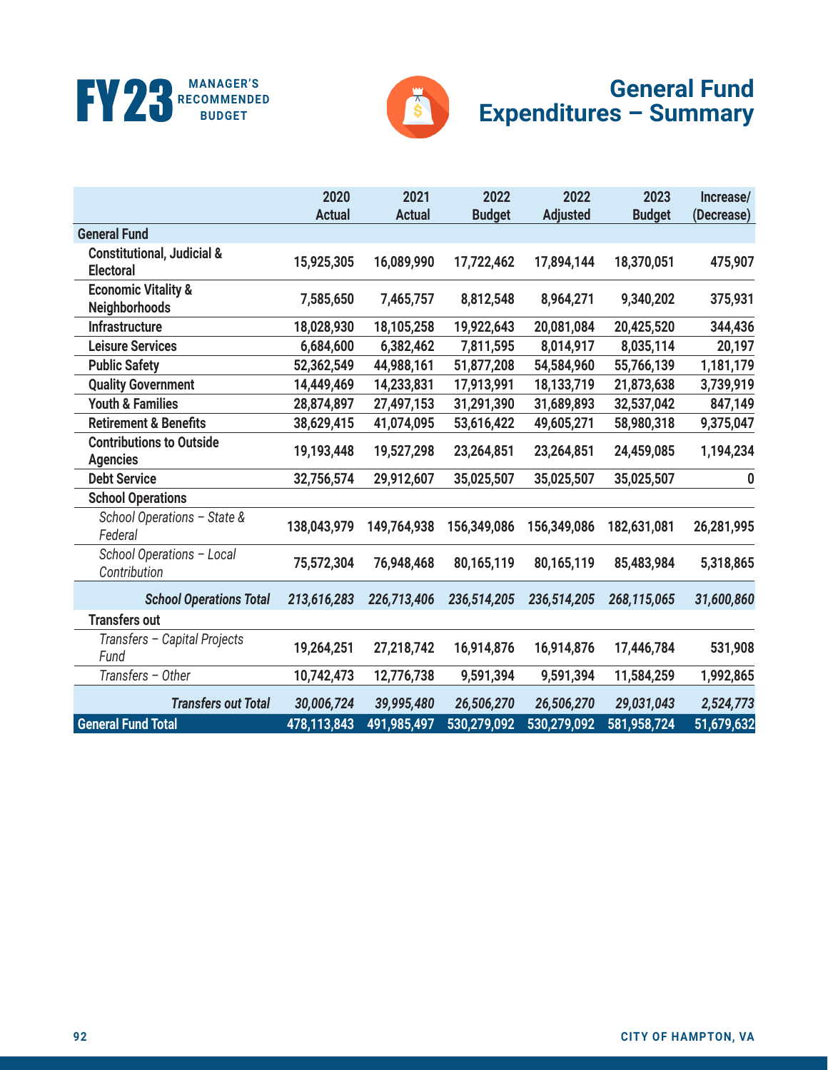# General Fund Expenditures – Summary

| | 2020 Actual | 2021 Actual | 2022 Budget | 2022 Adjusted | 2023 Budget | Increase/ (Decrease) |
|---|---|---|---|---|---|---|
| **General Fund** | | | | | | |
| Constitutional, Judicial & Electoral | 15,925,305 | 16,089,990 | 17,722,462 | 17,894,144 | 18,370,051 | 475,907 |
| Economic Vitality & Neighborhoods | 7,585,650 | 7,465,757 | 8,812,548 | 8,964,271 | 9,340,202 | 375,931 |
| Infrastructure | 18,028,930 | 18,105,258 | 19,922,643 | 20,081,084 | 20,425,520 | 344,436 |
| Leisure Services | 6,684,600 | 6,382,462 | 7,811,595 | 8,014,917 | 8,035,114 | 20,197 |
| Public Safety | 52,362,549 | 44,988,161 | 51,877,208 | 54,584,960 | 55,766,139 | 1,181,179 |
| Quality Government | 14,449,469 | 14,233,831 | 17,913,991 | 18,133,719 | 21,873,638 | 3,739,919 |
| Youth & Families | 28,874,897 | 27,497,153 | 31,291,390 | 31,689,893 | 32,537,042 | 847,149 |
| Retirement & Benefits | 38,629,415 | 41,074,095 | 53,616,422 | 49,605,271 | 58,980,318 | 9,375,047 |
| Contributions to Outside Agencies | 19,193,448 | 19,527,298 | 23,264,851 | 23,264,851 | 24,459,085 | 1,194,234 |
| Debt Service | 32,756,574 | 29,912,607 | 35,025,507 | 35,025,507 | 35,025,507 | 0 |
| School Operations | | | | | | |
| *School Operations – State & Federal* | 138,043,979 | 149,764,938 | 156,349,086 | 156,349,086 | 182,631,081 | 26,281,995 |
| *School Operations – Local Contribution* | 75,572,304 | 76,948,468 | 80,165,119 | 80,165,119 | 85,483,984 | 5,318,865 |
| ***School Operations Total*** | ***213,616,283*** | ***226,713,406*** | ***236,514,205*** | ***236,514,205*** | ***268,115,065*** | ***31,600,860*** |
| Transfers out | | | | | | |
| *Transfers – Capital Projects Fund* | 19,264,251 | 27,218,742 | 16,914,876 | 16,914,876 | 17,446,784 | 531,908 |
| *Transfers – Other* | 10,742,473 | 12,776,738 | 9,591,394 | 9,591,394 | 11,584,259 | 1,992,865 |
| ***Transfers out Total*** | ***30,006,724*** | ***39,995,480*** | ***26,506,270*** | ***26,506,270*** | ***29,031,043*** | ***2,524,773*** |
| **General Fund Total** | **478,113,843** | **491,985,497** | **530,279,092** | **530,279,092** | **581,958,724** | **51,679,632** |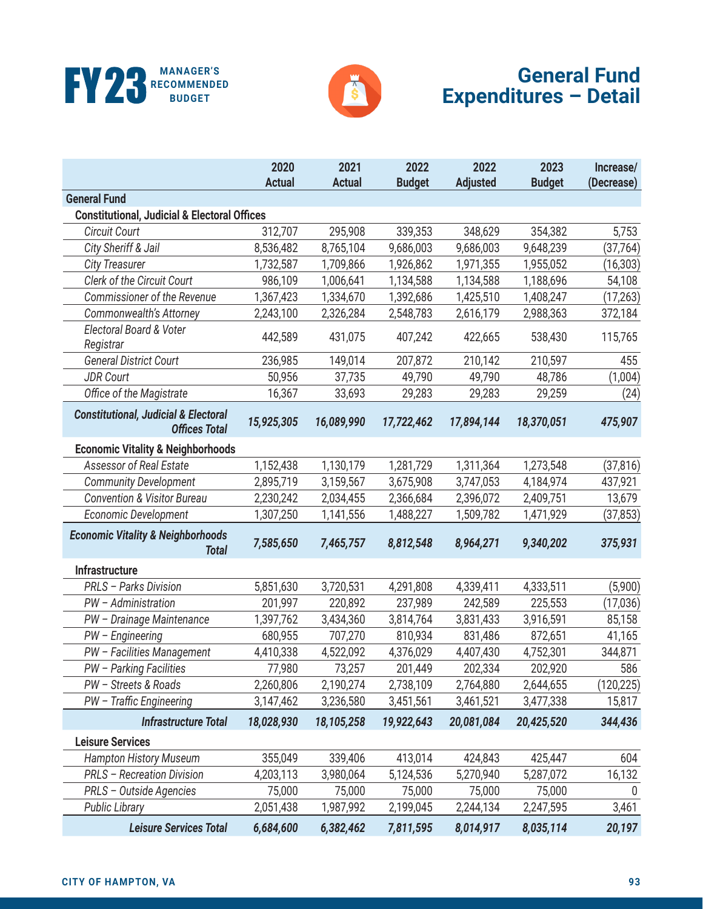# General Fund Expenditures – Detail

| | 2020 Actual | 2021 Actual | 2022 Budget | 2022 Adjusted | 2023 Budget | Increase/ (Decrease) |
|---|---|---|---|---|---|---|
| **General Fund** | | | | | | |
| **Constitutional, Judicial & Electoral Offices** | | | | | | |
| *Circuit Court* | 312,707 | 295,908 | 339,353 | 348,629 | 354,382 | 5,753 |
| *City Sheriff & Jail* | 8,536,482 | 8,765,104 | 9,686,003 | 9,686,003 | 9,648,239 | (37,764) |
| *City Treasurer* | 1,732,587 | 1,709,866 | 1,926,862 | 1,971,355 | 1,955,052 | (16,303) |
| *Clerk of the Circuit Court* | 986,109 | 1,006,641 | 1,134,588 | 1,134,588 | 1,188,696 | 54,108 |
| *Commissioner of the Revenue* | 1,367,423 | 1,334,670 | 1,392,686 | 1,425,510 | 1,408,247 | (17,263) |
| *Commonwealth's Attorney* | 2,243,100 | 2,326,284 | 2,548,783 | 2,616,179 | 2,988,363 | 372,184 |
| *Electoral Board & Voter Registrar* | 442,589 | 431,075 | 407,242 | 422,665 | 538,430 | 115,765 |
| *General District Court* | 236,985 | 149,014 | 207,872 | 210,142 | 210,597 | 455 |
| *JDR Court* | 50,956 | 37,735 | 49,790 | 49,790 | 48,786 | (1,004) |
| *Office of the Magistrate* | 16,367 | 33,693 | 29,283 | 29,283 | 29,259 | (24) |
| ***Constitutional, Judicial & Electoral Offices Total*** | ***15,925,305*** | ***16,089,990*** | ***17,722,462*** | ***17,894,144*** | ***18,370,051*** | ***475,907*** |
| **Economic Vitality & Neighborhoods** | | | | | | |
| *Assessor of Real Estate* | 1,152,438 | 1,130,179 | 1,281,729 | 1,311,364 | 1,273,548 | (37,816) |
| *Community Development* | 2,895,719 | 3,159,567 | 3,675,908 | 3,747,053 | 4,184,974 | 437,921 |
| *Convention & Visitor Bureau* | 2,230,242 | 2,034,455 | 2,366,684 | 2,396,072 | 2,409,751 | 13,679 |
| *Economic Development* | 1,307,250 | 1,141,556 | 1,488,227 | 1,509,782 | 1,471,929 | (37,853) |
| ***Economic Vitality & Neighborhoods Total*** | ***7,585,650*** | ***7,465,757*** | ***8,812,548*** | ***8,964,271*** | ***9,340,202*** | ***375,931*** |
| **Infrastructure** | | | | | | |
| *PRLS – Parks Division* | 5,851,630 | 3,720,531 | 4,291,808 | 4,339,411 | 4,333,511 | (5,900) |
| *PW – Administration* | 201,997 | 220,892 | 237,989 | 242,589 | 225,553 | (17,036) |
| *PW – Drainage Maintenance* | 1,397,762 | 3,434,360 | 3,814,764 | 3,831,433 | 3,916,591 | 85,158 |
| *PW – Engineering* | 680,955 | 707,270 | 810,934 | 831,486 | 872,651 | 41,165 |
| *PW – Facilities Management* | 4,410,338 | 4,522,092 | 4,376,029 | 4,407,430 | 4,752,301 | 344,871 |
| *PW – Parking Facilities* | 77,980 | 73,257 | 201,449 | 202,334 | 202,920 | 586 |
| *PW – Streets & Roads* | 2,260,806 | 2,190,274 | 2,738,109 | 2,764,880 | 2,644,655 | (120,225) |
| *PW – Traffic Engineering* | 3,147,462 | 3,236,580 | 3,451,561 | 3,461,521 | 3,477,338 | 15,817 |
| ***Infrastructure Total*** | ***18,028,930*** | ***18,105,258*** | ***19,922,643*** | ***20,081,084*** | ***20,425,520*** | ***344,436*** |
| **Leisure Services** | | | | | | |
| *Hampton History Museum* | 355,049 | 339,406 | 413,014 | 424,843 | 425,447 | 604 |
| *PRLS – Recreation Division* | 4,203,113 | 3,980,064 | 5,124,536 | 5,270,940 | 5,287,072 | 16,132 |
| *PRLS – Outside Agencies* | 75,000 | 75,000 | 75,000 | 75,000 | 75,000 | 0 |
| *Public Library* | 2,051,438 | 1,987,992 | 2,199,045 | 2,244,134 | 2,247,595 | 3,461 |
| ***Leisure Services Total*** | ***6,684,600*** | ***6,382,462*** | ***7,811,595*** | ***8,014,917*** | ***8,035,114*** | ***20,197*** |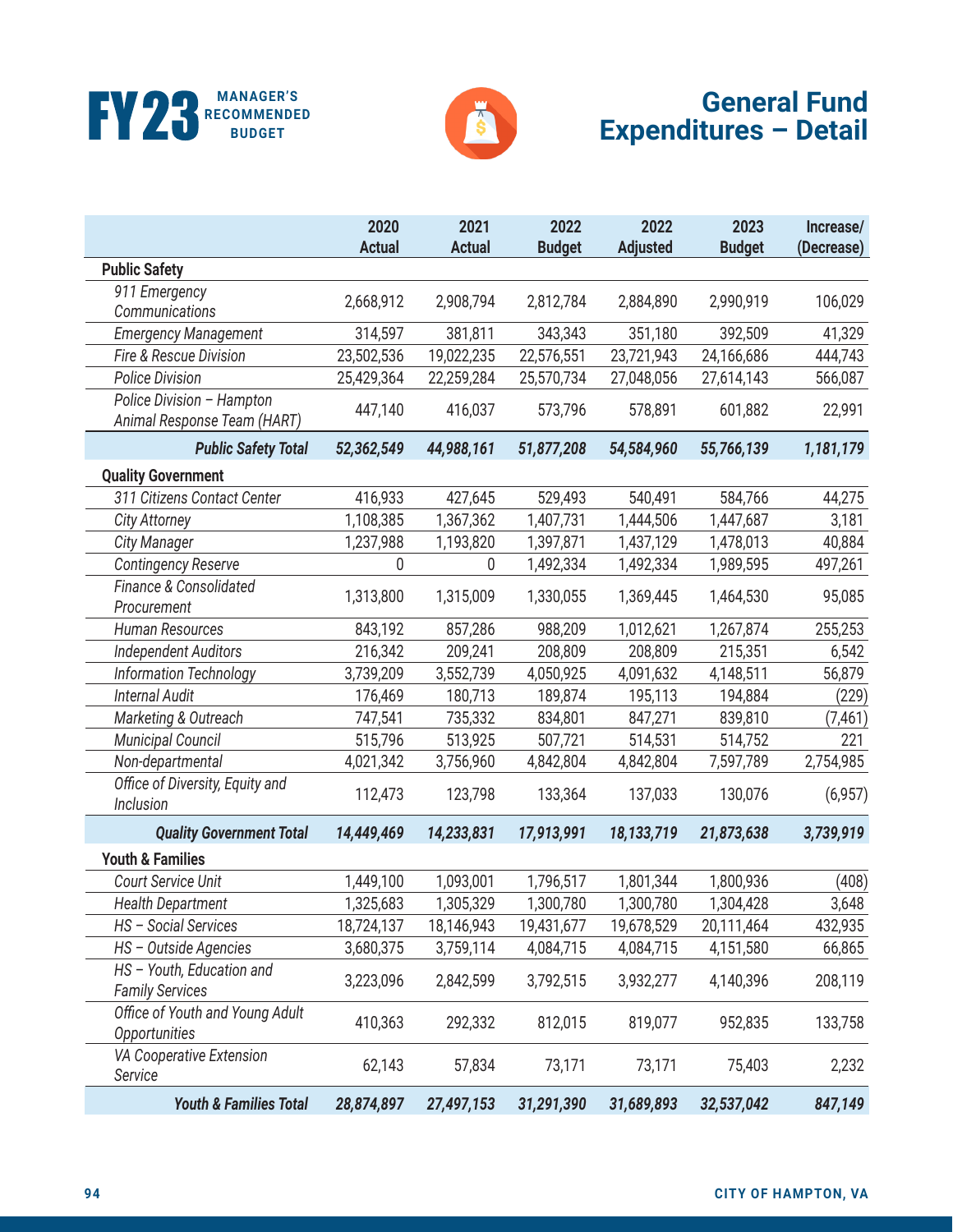# FY23 MANAGER'S RECOMMENDED BUDGET

# General Fund Expenditures – Detail

| | 2020 Actual | 2021 Actual | 2022 Budget | 2022 Adjusted | 2023 Budget | Increase/ (Decrease) |
|---|---|---|---|---|---|---|
| **Public Safety** | | | | | | |
| *911 Emergency Communications* | 2,668,912 | 2,908,794 | 2,812,784 | 2,884,890 | 2,990,919 | 106,029 |
| *Emergency Management* | 314,597 | 381,811 | 343,343 | 351,180 | 392,509 | 41,329 |
| *Fire & Rescue Division* | 23,502,536 | 19,022,235 | 22,576,551 | 23,721,943 | 24,166,686 | 444,743 |
| *Police Division* | 25,429,364 | 22,259,284 | 25,570,734 | 27,048,056 | 27,614,143 | 566,087 |
| *Police Division – Hampton Animal Response Team (HART)* | 447,140 | 416,037 | 573,796 | 578,891 | 601,882 | 22,991 |
| ***Public Safety Total*** | ***52,362,549*** | ***44,988,161*** | ***51,877,208*** | ***54,584,960*** | ***55,766,139*** | ***1,181,179*** |
| **Quality Government** | | | | | | |
| *311 Citizens Contact Center* | 416,933 | 427,645 | 529,493 | 540,491 | 584,766 | 44,275 |
| *City Attorney* | 1,108,385 | 1,367,362 | 1,407,731 | 1,444,506 | 1,447,687 | 3,181 |
| *City Manager* | 1,237,988 | 1,193,820 | 1,397,871 | 1,437,129 | 1,478,013 | 40,884 |
| *Contingency Reserve* | 0 | 0 | 1,492,334 | 1,492,334 | 1,989,595 | 497,261 |
| *Finance & Consolidated Procurement* | 1,313,800 | 1,315,009 | 1,330,055 | 1,369,445 | 1,464,530 | 95,085 |
| *Human Resources* | 843,192 | 857,286 | 988,209 | 1,012,621 | 1,267,874 | 255,253 |
| *Independent Auditors* | 216,342 | 209,241 | 208,809 | 208,809 | 215,351 | 6,542 |
| *Information Technology* | 3,739,209 | 3,552,739 | 4,050,925 | 4,091,632 | 4,148,511 | 56,879 |
| *Internal Audit* | 176,469 | 180,713 | 189,874 | 195,113 | 194,884 | (229) |
| *Marketing & Outreach* | 747,541 | 735,332 | 834,801 | 847,271 | 839,810 | (7,461) |
| *Municipal Council* | 515,796 | 513,925 | 507,721 | 514,531 | 514,752 | 221 |
| *Non-departmental* | 4,021,342 | 3,756,960 | 4,842,804 | 4,842,804 | 7,597,789 | 2,754,985 |
| *Office of Diversity, Equity and Inclusion* | 112,473 | 123,798 | 133,364 | 137,033 | 130,076 | (6,957) |
| ***Quality Government Total*** | ***14,449,469*** | ***14,233,831*** | ***17,913,991*** | ***18,133,719*** | ***21,873,638*** | ***3,739,919*** |
| **Youth & Families** | | | | | | |
| *Court Service Unit* | 1,449,100 | 1,093,001 | 1,796,517 | 1,801,344 | 1,800,936 | (408) |
| *Health Department* | 1,325,683 | 1,305,329 | 1,300,780 | 1,300,780 | 1,304,428 | 3,648 |
| *HS – Social Services* | 18,724,137 | 18,146,943 | 19,431,677 | 19,678,529 | 20,111,464 | 432,935 |
| *HS – Outside Agencies* | 3,680,375 | 3,759,114 | 4,084,715 | 4,084,715 | 4,151,580 | 66,865 |
| *HS – Youth, Education and Family Services* | 3,223,096 | 2,842,599 | 3,792,515 | 3,932,277 | 4,140,396 | 208,119 |
| *Office of Youth and Young Adult Opportunities* | 410,363 | 292,332 | 812,015 | 819,077 | 952,835 | 133,758 |
| *VA Cooperative Extension Service* | 62,143 | 57,834 | 73,171 | 73,171 | 75,403 | 2,232 |
| ***Youth & Families Total*** | ***28,874,897*** | ***27,497,153*** | ***31,291,390*** | ***31,689,893*** | ***32,537,042*** | ***847,149*** |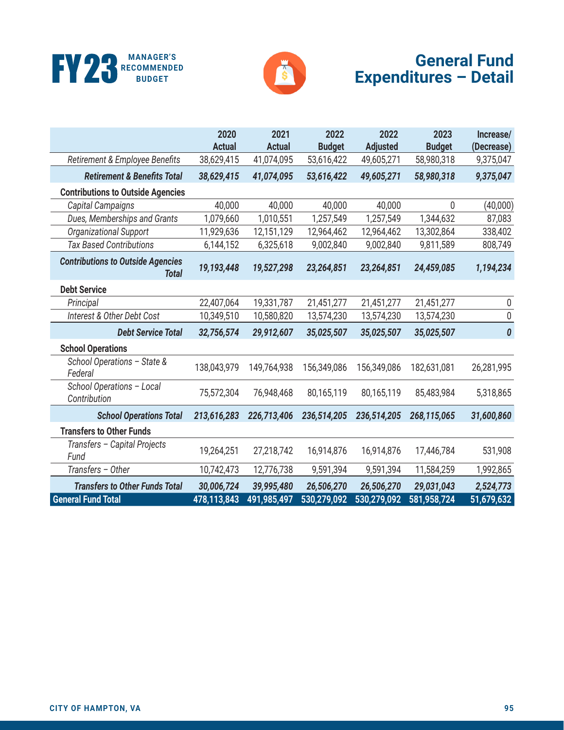# General Fund Expenditures – Detail

| | 2020 Actual | 2021 Actual | 2022 Budget | 2022 Adjusted | 2023 Budget | Increase/ (Decrease) |
|---|---|---|---|---|---|---|
| *Retirement & Employee Benefits* | 38,629,415 | 41,074,095 | 53,616,422 | 49,605,271 | 58,980,318 | 9,375,047 |
| ***Retirement & Benefits Total*** | ***38,629,415*** | ***41,074,095*** | ***53,616,422*** | ***49,605,271*** | ***58,980,318*** | ***9,375,047*** |
| **Contributions to Outside Agencies** | | | | | | |
| *Capital Campaigns* | 40,000 | 40,000 | 40,000 | 40,000 | 0 | (40,000) |
| *Dues, Memberships and Grants* | 1,079,660 | 1,010,551 | 1,257,549 | 1,257,549 | 1,344,632 | 87,083 |
| *Organizational Support* | 11,929,636 | 12,151,129 | 12,964,462 | 12,964,462 | 13,302,864 | 338,402 |
| *Tax Based Contributions* | 6,144,152 | 6,325,618 | 9,002,840 | 9,002,840 | 9,811,589 | 808,749 |
| ***Contributions to Outside Agencies Total*** | ***19,193,448*** | ***19,527,298*** | ***23,264,851*** | ***23,264,851*** | ***24,459,085*** | ***1,194,234*** |
| **Debt Service** | | | | | | |
| *Principal* | 22,407,064 | 19,331,787 | 21,451,277 | 21,451,277 | 21,451,277 | 0 |
| *Interest & Other Debt Cost* | 10,349,510 | 10,580,820 | 13,574,230 | 13,574,230 | 13,574,230 | 0 |
| ***Debt Service Total*** | ***32,756,574*** | ***29,912,607*** | ***35,025,507*** | ***35,025,507*** | ***35,025,507*** | ***0*** |
| **School Operations** | | | | | | |
| *School Operations – State & Federal* | 138,043,979 | 149,764,938 | 156,349,086 | 156,349,086 | 182,631,081 | 26,281,995 |
| *School Operations – Local Contribution* | 75,572,304 | 76,948,468 | 80,165,119 | 80,165,119 | 85,483,984 | 5,318,865 |
| ***School Operations Total*** | ***213,616,283*** | ***226,713,406*** | ***236,514,205*** | ***236,514,205*** | ***268,115,065*** | ***31,600,860*** |
| **Transfers to Other Funds** | | | | | | |
| *Transfers – Capital Projects Fund* | 19,264,251 | 27,218,742 | 16,914,876 | 16,914,876 | 17,446,784 | 531,908 |
| *Transfers – Other* | 10,742,473 | 12,776,738 | 9,591,394 | 9,591,394 | 11,584,259 | 1,992,865 |
| ***Transfers to Other Funds Total*** | ***30,006,724*** | ***39,995,480*** | ***26,506,270*** | ***26,506,270*** | ***29,031,043*** | ***2,524,773*** |
| **General Fund Total** | **478,113,843** | **491,985,497** | **530,279,092** | **530,279,092** | **581,958,724** | **51,679,632** |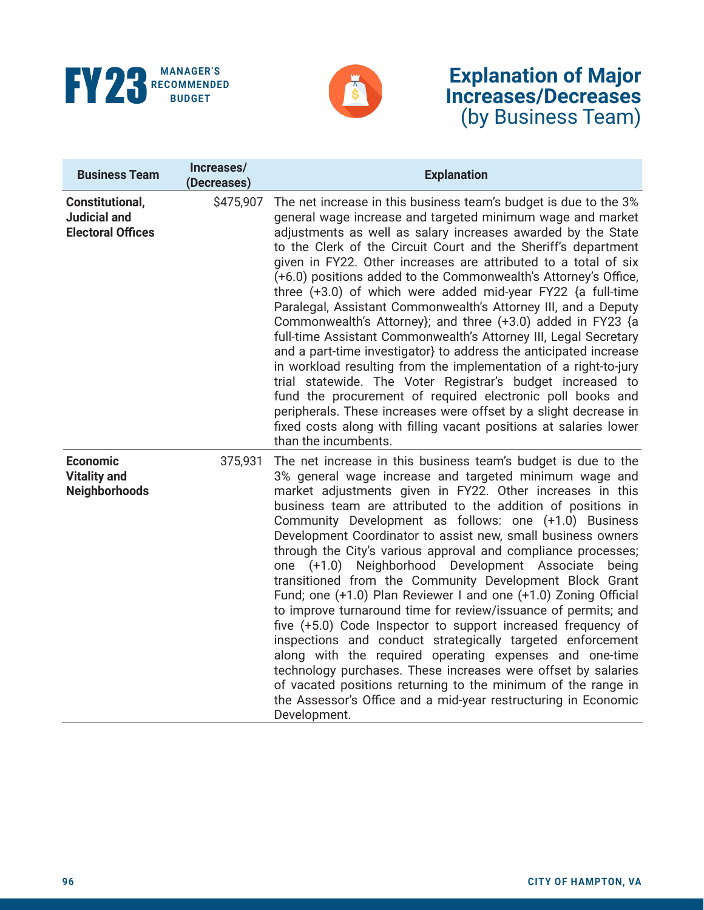FY23 MANAGER'S RECOMMENDED BUDGET

# Explanation of Major Increases/Decreases (by Business Team)

| Business Team | Increases/ (Decreases) | Explanation |
|---|---|---|
| **Constitutional, Judicial and Electoral Offices** | $475,907 | The net increase in this business team's budget is due to the 3% general wage increase and targeted minimum wage and market adjustments as well as salary increases awarded by the State to the Clerk of the Circuit Court and the Sheriff's department given in FY22. Other increases are attributed to a total of six (+6.0) positions added to the Commonwealth's Attorney's Office, three (+3.0) of which were added mid-year FY22 {a full-time Paralegal, Assistant Commonwealth's Attorney III, and a Deputy Commonwealth's Attorney}; and three (+3.0) added in FY23 {a full-time Assistant Commonwealth's Attorney III, Legal Secretary and a part-time investigator} to address the anticipated increase in workload resulting from the implementation of a right-to-jury trial statewide. The Voter Registrar's budget increased to fund the procurement of required electronic poll books and peripherals. These increases were offset by a slight decrease in fixed costs along with filling vacant positions at salaries lower than the incumbents. |
| **Economic Vitality and Neighborhoods** | 375,931 | The net increase in this business team's budget is due to the 3% general wage increase and targeted minimum wage and market adjustments given in FY22. Other increases in this business team are attributed to the addition of positions in Community Development as follows: one (+1.0) Business Development Coordinator to assist new, small business owners through the City's various approval and compliance processes; one (+1.0) Neighborhood Development Associate being transitioned from the Community Development Block Grant Fund; one (+1.0) Plan Reviewer I and one (+1.0) Zoning Official to improve turnaround time for review/issuance of permits; and five (+5.0) Code Inspector to support increased frequency of inspections and conduct strategically targeted enforcement along with the required operating expenses and one-time technology purchases. These increases were offset by salaries of vacated positions returning to the minimum of the range in the Assessor's Office and a mid-year restructuring in Economic Development. |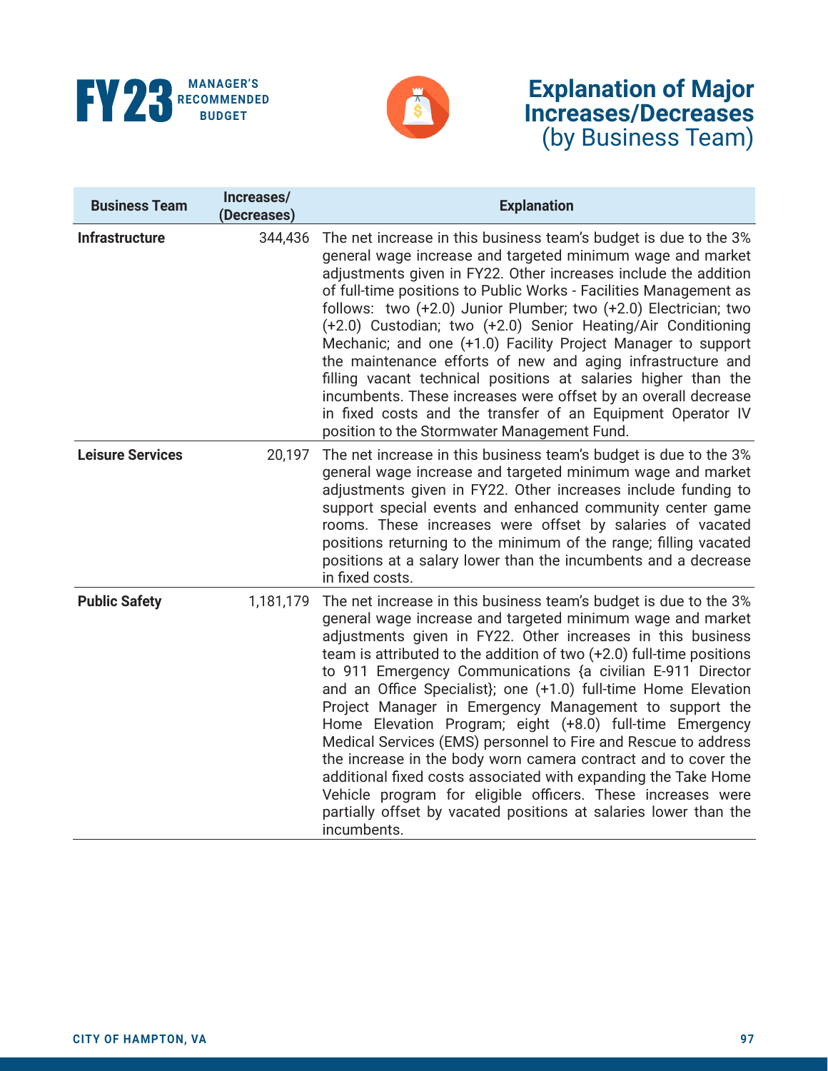# Explanation of Major Increases/Decreases (by Business Team)

| Business Team | Increases/ (Decreases) | Explanation |
|---|---|---|
| **Infrastructure** | 344,436 | The net increase in this business team's budget is due to the 3% general wage increase and targeted minimum wage and market adjustments given in FY22. Other increases include the addition of full-time positions to Public Works - Facilities Management as follows: two (+2.0) Junior Plumber; two (+2.0) Electrician; two (+2.0) Custodian; two (+2.0) Senior Heating/Air Conditioning Mechanic; and one (+1.0) Facility Project Manager to support the maintenance efforts of new and aging infrastructure and filling vacant technical positions at salaries higher than the incumbents. These increases were offset by an overall decrease in fixed costs and the transfer of an Equipment Operator IV position to the Stormwater Management Fund. |
| **Leisure Services** | 20,197 | The net increase in this business team's budget is due to the 3% general wage increase and targeted minimum wage and market adjustments given in FY22. Other increases include funding to support special events and enhanced community center game rooms. These increases were offset by salaries of vacated positions returning to the minimum of the range; filling vacated positions at a salary lower than the incumbents and a decrease in fixed costs. |
| **Public Safety** | 1,181,179 | The net increase in this business team's budget is due to the 3% general wage increase and targeted minimum wage and market adjustments given in FY22. Other increases in this business team is attributed to the addition of two (+2.0) full-time positions to 911 Emergency Communications {a civilian E-911 Director and an Office Specialist}; one (+1.0) full-time Home Elevation Project Manager in Emergency Management to support the Home Elevation Program; eight (+8.0) full-time Emergency Medical Services (EMS) personnel to Fire and Rescue to address the increase in the body worn camera contract and to cover the additional fixed costs associated with expanding the Take Home Vehicle program for eligible officers. These increases were partially offset by vacated positions at salaries lower than the incumbents. |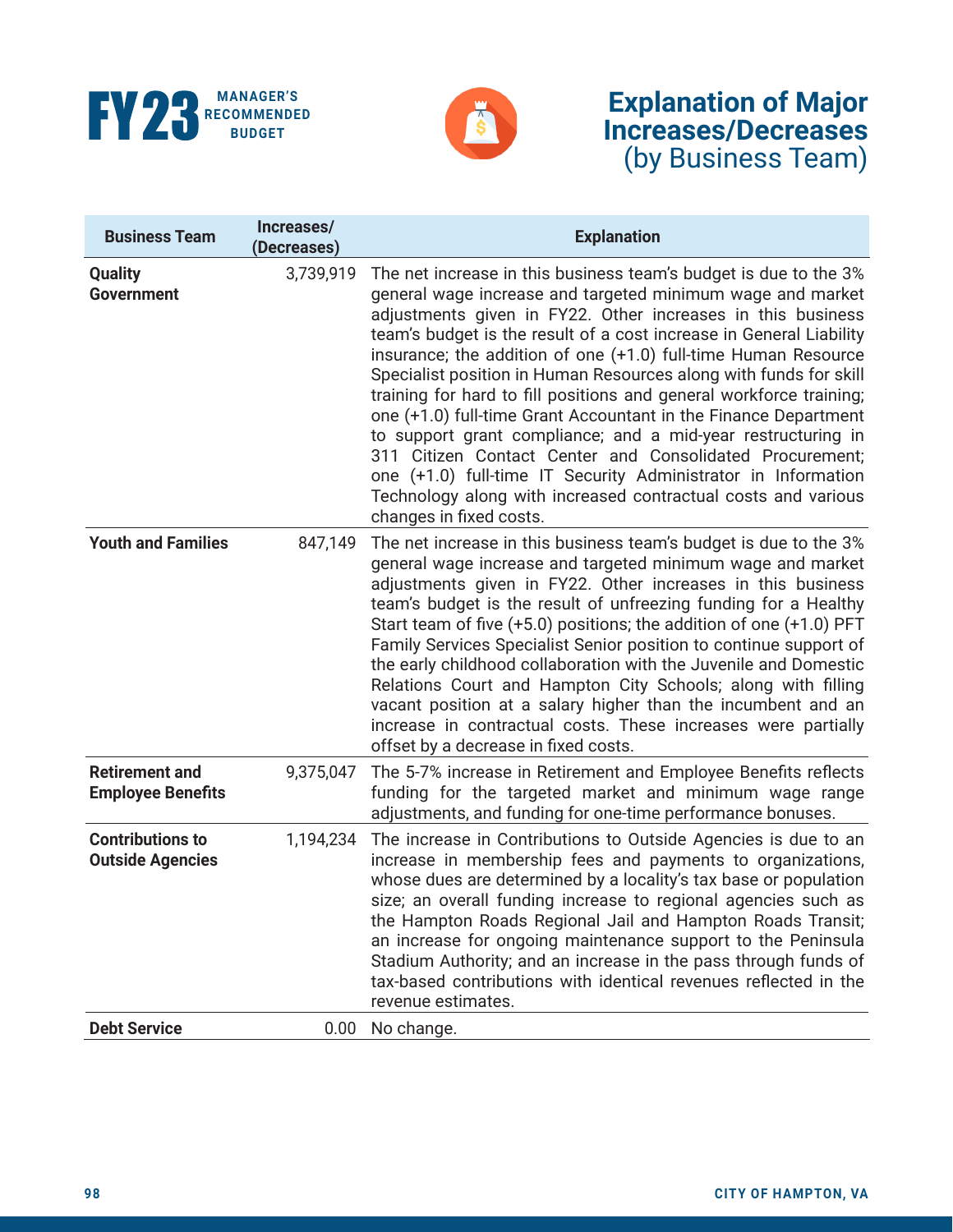# Explanation of Major Increases/Decreases (by Business Team)

| Business Team | Increases/ (Decreases) | Explanation |
|---|---|---|
| **Quality Government** | 3,739,919 | The net increase in this business team's budget is due to the 3% general wage increase and targeted minimum wage and market adjustments given in FY22. Other increases in this business team's budget is the result of a cost increase in General Liability insurance; the addition of one (+1.0) full-time Human Resource Specialist position in Human Resources along with funds for skill training for hard to fill positions and general workforce training; one (+1.0) full-time Grant Accountant in the Finance Department to support grant compliance; and a mid-year restructuring in 311 Citizen Contact Center and Consolidated Procurement; one (+1.0) full-time IT Security Administrator in Information Technology along with increased contractual costs and various changes in fixed costs. |
| **Youth and Families** | 847,149 | The net increase in this business team's budget is due to the 3% general wage increase and targeted minimum wage and market adjustments given in FY22. Other increases in this business team's budget is the result of unfreezing funding for a Healthy Start team of five (+5.0) positions; the addition of one (+1.0) PFT Family Services Specialist Senior position to continue support of the early childhood collaboration with the Juvenile and Domestic Relations Court and Hampton City Schools; along with filling vacant position at a salary higher than the incumbent and an increase in contractual costs. These increases were partially offset by a decrease in fixed costs. |
| **Retirement and Employee Benefits** | 9,375,047 | The 5-7% increase in Retirement and Employee Benefits reflects funding for the targeted market and minimum wage range adjustments, and funding for one-time performance bonuses. |
| **Contributions to Outside Agencies** | 1,194,234 | The increase in Contributions to Outside Agencies is due to an increase in membership fees and payments to organizations, whose dues are determined by a locality's tax base or population size; an overall funding increase to regional agencies such as the Hampton Roads Regional Jail and Hampton Roads Transit; an increase for ongoing maintenance support to the Peninsula Stadium Authority; and an increase in the pass through funds of tax-based contributions with identical revenues reflected in the revenue estimates. |
| **Debt Service** | 0.00 | No change. |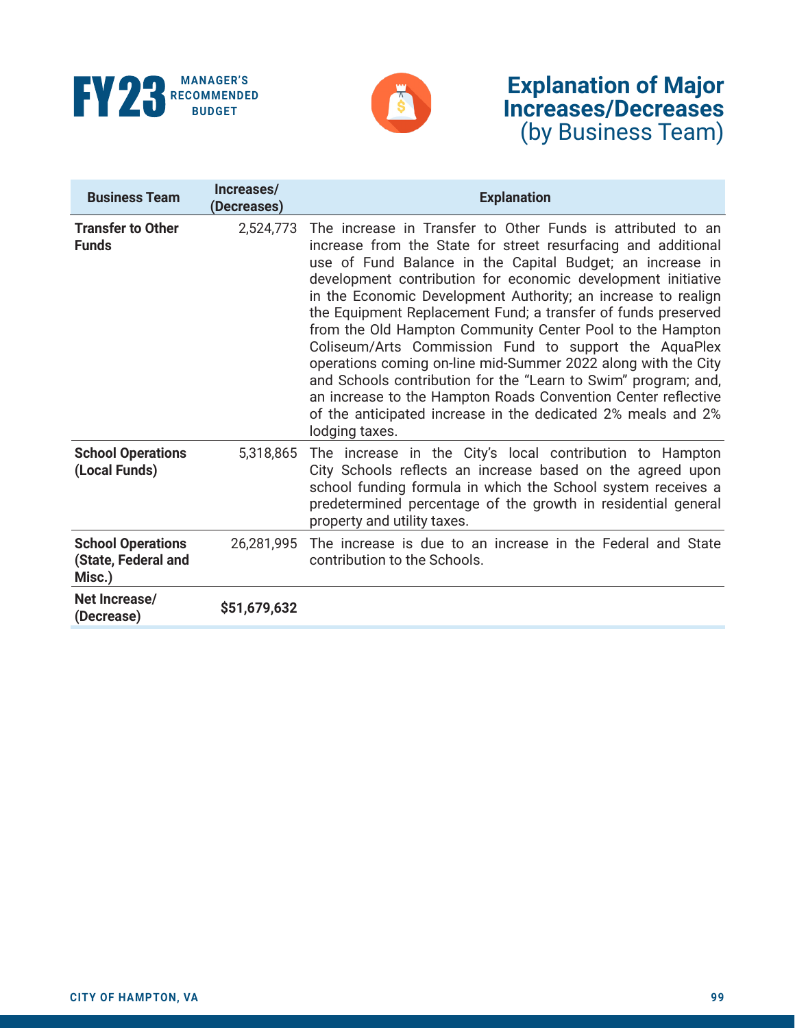# Explanation of Major Increases/Decreases (by Business Team)

| Business Team | Increases/ (Decreases) | Explanation |
|---|---|---|
| **Transfer to Other Funds** | 2,524,773 | The increase in Transfer to Other Funds is attributed to an increase from the State for street resurfacing and additional use of Fund Balance in the Capital Budget; an increase in development contribution for economic development initiative in the Economic Development Authority; an increase to realign the Equipment Replacement Fund; a transfer of funds preserved from the Old Hampton Community Center Pool to the Hampton Coliseum/Arts Commission Fund to support the AquaPlex operations coming on-line mid-Summer 2022 along with the City and Schools contribution for the "Learn to Swim" program; and, an increase to the Hampton Roads Convention Center reflective of the anticipated increase in the dedicated 2% meals and 2% lodging taxes. |
| **School Operations (Local Funds)** | 5,318,865 | The increase in the City's local contribution to Hampton City Schools reflects an increase based on the agreed upon school funding formula in which the School system receives a predetermined percentage of the growth in residential general property and utility taxes. |
| **School Operations (State, Federal and Misc.)** | 26,281,995 | The increase is due to an increase in the Federal and State contribution to the Schools. |
| **Net Increase/ (Decrease)** | **$51,679,632** | |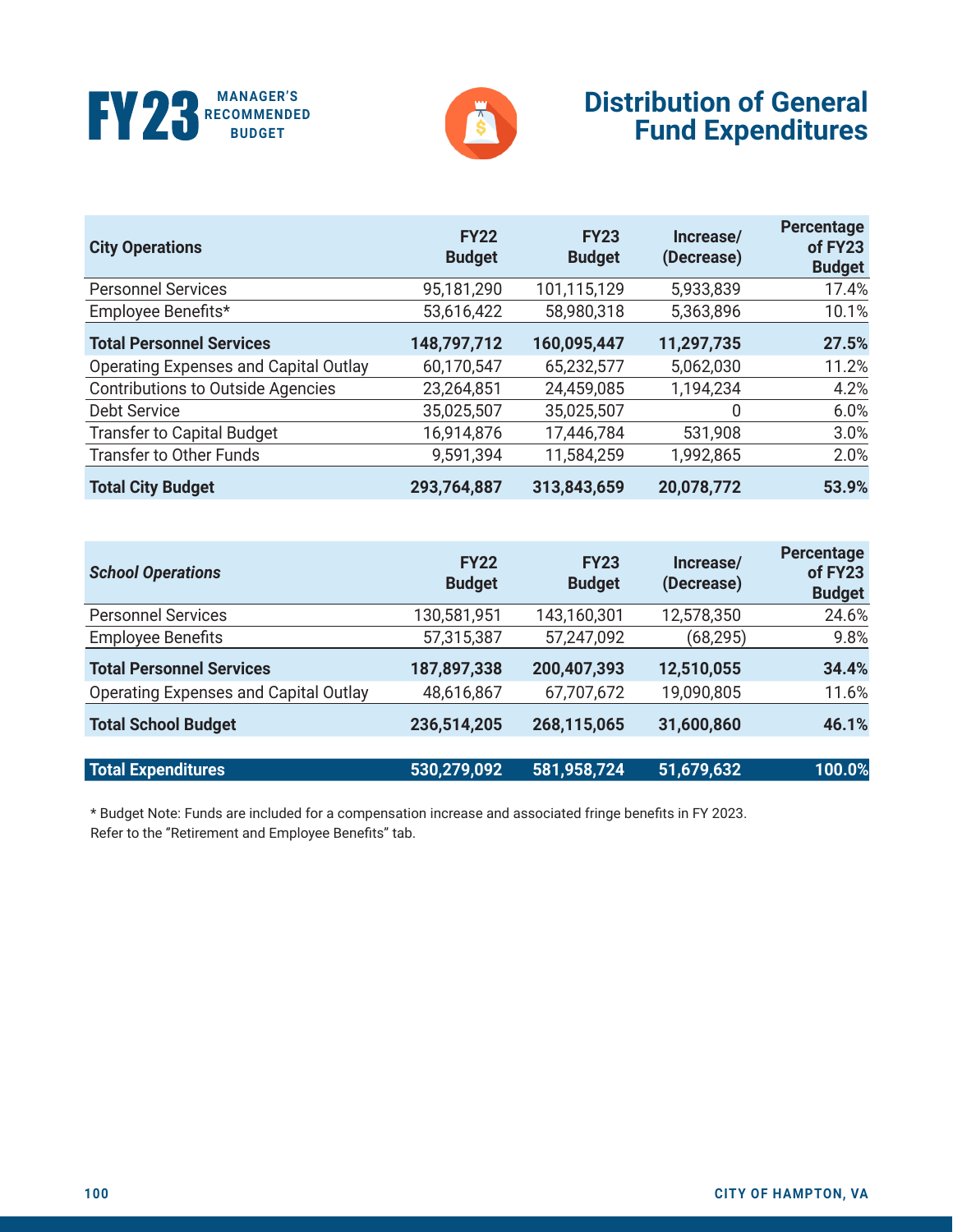# Distribution of General Fund Expenditures

| City Operations | FY22 Budget | FY23 Budget | Increase/ (Decrease) | Percentage of FY23 Budget |
|---|---|---|---|---|
| Personnel Services | 95,181,290 | 101,115,129 | 5,933,839 | 17.4% |
| Employee Benefits* | 53,616,422 | 58,980,318 | 5,363,896 | 10.1% |
| **Total Personnel Services** | **148,797,712** | **160,095,447** | **11,297,735** | **27.5%** |
| Operating Expenses and Capital Outlay | 60,170,547 | 65,232,577 | 5,062,030 | 11.2% |
| Contributions to Outside Agencies | 23,264,851 | 24,459,085 | 1,194,234 | 4.2% |
| Debt Service | 35,025,507 | 35,025,507 | 0 | 6.0% |
| Transfer to Capital Budget | 16,914,876 | 17,446,784 | 531,908 | 3.0% |
| Transfer to Other Funds | 9,591,394 | 11,584,259 | 1,992,865 | 2.0% |
| **Total City Budget** | **293,764,887** | **313,843,659** | **20,078,772** | **53.9%** |

| *School Operations* | FY22 Budget | FY23 Budget | Increase/ (Decrease) | Percentage of FY23 Budget |
|---|---|---|---|---|
| Personnel Services | 130,581,951 | 143,160,301 | 12,578,350 | 24.6% |
| Employee Benefits | 57,315,387 | 57,247,092 | (68,295) | 9.8% |
| **Total Personnel Services** | **187,897,338** | **200,407,393** | **12,510,055** | **34.4%** |
| Operating Expenses and Capital Outlay | 48,616,867 | 67,707,672 | 19,090,805 | 11.6% |
| **Total School Budget** | **236,514,205** | **268,115,065** | **31,600,860** | **46.1%** |
| **Total Expenditures** | **530,279,092** | **581,958,724** | **51,679,632** | **100.0%** |

* Budget Note: Funds are included for a compensation increase and associated fringe benefits in FY 2023.
Refer to the "Retirement and Employee Benefits" tab.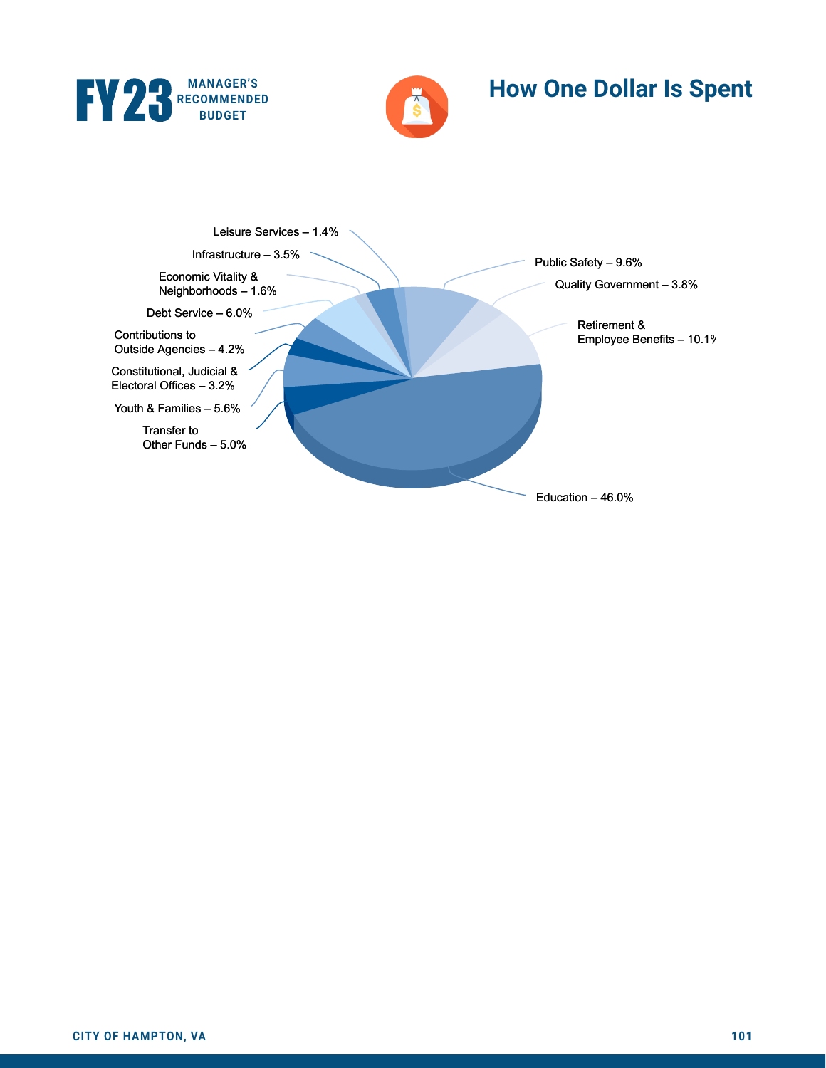# How One Dollar Is Spent

- Leisure Services – 1.4%
- Infrastructure – 3.5%
- Economic Vitality & Neighborhoods – 1.6%
- Debt Service – 6.0%
- Contributions to Outside Agencies – 4.2%
- Constitutional, Judicial & Electoral Offices – 3.2%
- Youth & Families – 5.6%
- Transfer to Other Funds – 5.0%
- Public Safety – 9.6%
- Quality Government – 3.8%
- Retirement & Employee Benefits – 10.1%
- Education – 46.0%